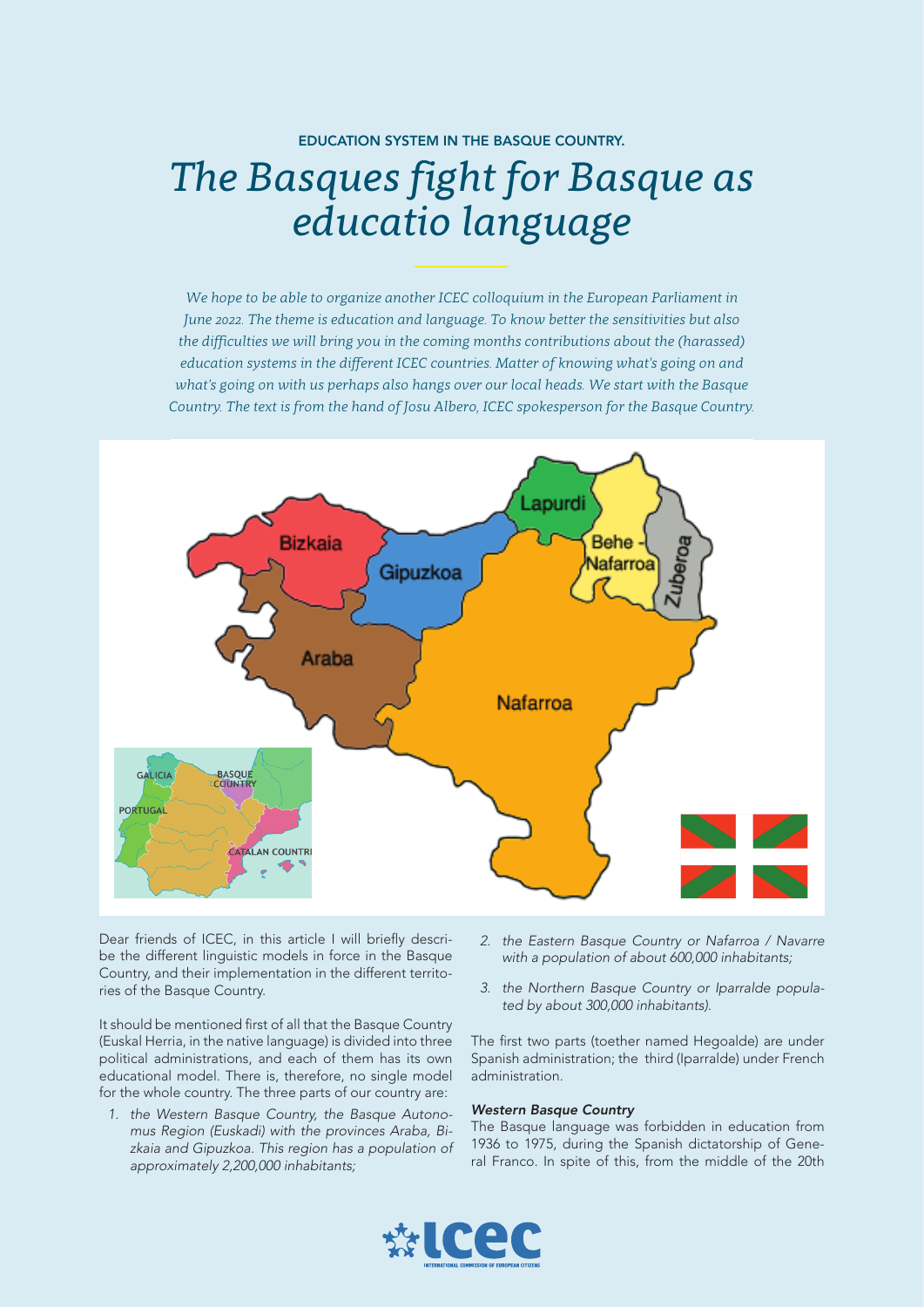EDUCATION SYSTEM IN THE BASQUE COUNTRY.

# *The Basques fight for Basque as educatio language*

*We hope to be able to organize another ICEC colloquium in the European Parliament in June 2022. The theme is education and language. To know better the sensitivities but also the difficulties we will bring you in the coming months contributions about the (harassed) education systems in the different ICEC countries. Matter of knowing what's going on and what's going on with us perhaps also hangs over our local heads. We start with the Basque Country. The text is from the hand of Josu Albero, ICEC spokesperson for the Basque Country.*

Dear friends of ICEC, in this article I will briefly describe the different linguistic models in force in the Basque Country, and their implementation in the different territories of the Basque Country.

It should be mentioned first of all that the Basque Country (Euskal Herria, in the native language) is divided into three political administrations, and each of them has its own educational model. There is, therefore, no single model for the whole country. The three parts of our country are:

1. *the Western Basque Country, the Basque Autonomus Region (Euskadi) with the provinces Araba, Bizkaia and Gipuzkoa. This region has a population of approximately 2,200,000 inhabitants;*
2. *the Eastern Basque Country or Nafarroa / Navarre with a population of about 600,000 inhabitants;*
3. *the Northern Basque Country or Iparralde populated by about 300,000 inhabitants).*

The first two parts (toether named Hegoalde) are under Spanish administration; the third (Iparralde) under French administration.

#### *Western Basque Country*

The Basque language was forbidden in education from 1936 to 1975, during the Spanish dictatorship of General Franco. In spite of this, from the middle of the 20th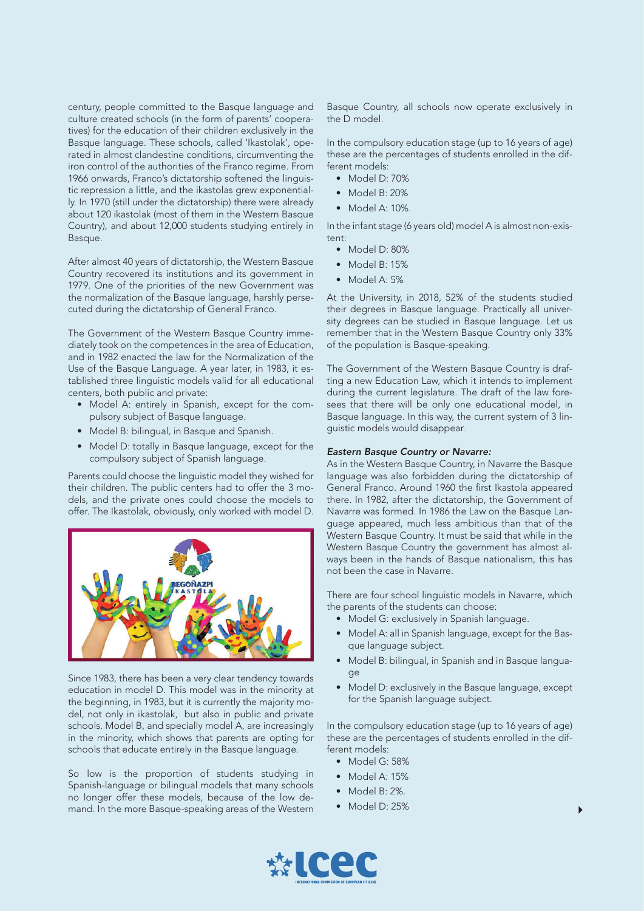century, people committed to the Basque language and culture created schools (in the form of parents' cooperatives) for the education of their children exclusively in the Basque language. These schools, called 'Ikastolak', operated in almost clandestine conditions, circumventing the iron control of the authorities of the Franco regime. From 1966 onwards, Franco's dictatorship softened the linguistic repression a little, and the ikastolas grew exponentially. In 1970 (still under the dictatorship) there were already about 120 ikastolak (most of them in the Western Basque Country), and about 12,000 students studying entirely in Basque.

After almost 40 years of dictatorship, the Western Basque Country recovered its institutions and its government in 1979. One of the priorities of the new Government was the normalization of the Basque language, harshly persecuted during the dictatorship of General Franco.

The Government of the Western Basque Country immediately took on the competences in the area of Education, and in 1982 enacted the law for the Normalization of the Use of the Basque Language. A year later, in 1983, it established three linguistic models valid for all educational centers, both public and private:

- Model A: entirely in Spanish, except for the compulsory subject of Basque language.
- Model B: bilingual, in Basque and Spanish.
- Model D: totally in Basque language, except for the compulsory subject of Spanish language.

Parents could choose the linguistic model they wished for their children. The public centers had to offer the 3 models, and the private ones could choose the models to offer. The Ikastolak, obviously, only worked with model D.

Since 1983, there has been a very clear tendency towards education in model D. This model was in the minority at the beginning, in 1983, but it is currently the majority model, not only in ikastolak, but also in public and private schools. Model B, and specially model A, are increasingly in the minority, which shows that parents are opting for schools that educate entirely in the Basque language.

So low is the proportion of students studying in Spanish-language or bilingual models that many schools no longer offer these models, because of the low demand. In the more Basque-speaking areas of the Western Basque Country, all schools now operate exclusively in the D model.

In the compulsory education stage (up to 16 years of age) these are the percentages of students enrolled in the different models:

- Model D: 70%
- Model B: 20%
- Model A: 10%.

In the infant stage (6 years old) model A is almost non-existent:

- Model D: 80%
- Model B: 15%
- Model A: 5%

At the University, in 2018, 52% of the students studied their degrees in Basque language. Practically all university degrees can be studied in Basque language. Let us remember that in the Western Basque Country only 33% of the population is Basque-speaking.

The Government of the Western Basque Country is drafting a new Education Law, which it intends to implement during the current legislature. The draft of the law foresees that there will be only one educational model, in Basque language. In this way, the current system of 3 linguistic models would disappear.

***Eastern Basque Country or Navarre:***

As in the Western Basque Country, in Navarre the Basque language was also forbidden during the dictatorship of General Franco. Around 1960 the first Ikastola appeared there. In 1982, after the dictatorship, the Government of Navarre was formed. In 1986 the Law on the Basque Language appeared, much less ambitious than that of the Western Basque Country. It must be said that while in the Western Basque Country the government has almost always been in the hands of Basque nationalism, this has not been the case in Navarre.

There are four school linguistic models in Navarre, which the parents of the students can choose:

- Model G: exclusively in Spanish language.
- Model A: all in Spanish language, except for the Basque language subject.
- Model B: bilingual, in Spanish and in Basque language
- Model D: exclusively in the Basque language, except for the Spanish language subject.

In the compulsory education stage (up to 16 years of age) these are the percentages of students enrolled in the different models:

- Model G: 58%
- Model A: 15%
- Model B: 2%.
- Model D: 25%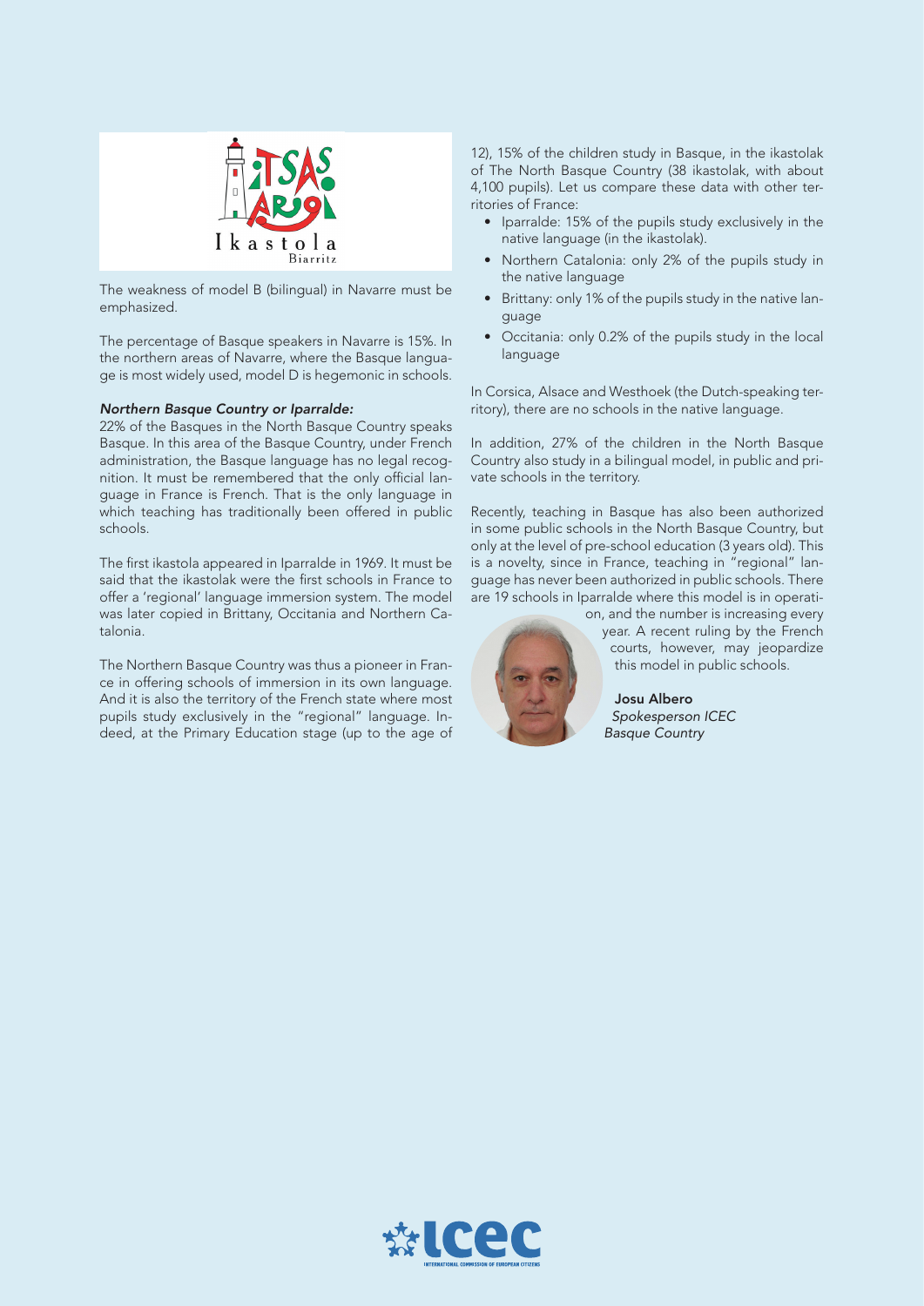The weakness of model B (bilingual) in Navarre must be emphasized.

The percentage of Basque speakers in Navarre is 15%. In the northern areas of Navarre, where the Basque language is most widely used, model D is hegemonic in schools.

***Northern Basque Country or Iparralde:***

22% of the Basques in the North Basque Country speaks Basque. In this area of the Basque Country, under French administration, the Basque language has no legal recognition. It must be remembered that the only official language in France is French. That is the only language in which teaching has traditionally been offered in public schools.

The first ikastola appeared in Iparralde in 1969. It must be said that the ikastolak were the first schools in France to offer a 'regional' language immersion system. The model was later copied in Brittany, Occitania and Northern Catalonia.

The Northern Basque Country was thus a pioneer in France in offering schools of immersion in its own language. And it is also the territory of the French state where most pupils study exclusively in the "regional" language. Indeed, at the Primary Education stage (up to the age of 12), 15% of the children study in Basque, in the ikastolak of The North Basque Country (38 ikastolak, with about 4,100 pupils). Let us compare these data with other territories of France:

- Iparralde: 15% of the pupils study exclusively in the native language (in the ikastolak).
- Northern Catalonia: only 2% of the pupils study in the native language
- Brittany: only 1% of the pupils study in the native language
- Occitania: only 0.2% of the pupils study in the local language

In Corsica, Alsace and Westhoek (the Dutch-speaking territory), there are no schools in the native language.

In addition, 27% of the children in the North Basque Country also study in a bilingual model, in public and private schools in the territory.

Recently, teaching in Basque has also been authorized in some public schools in the North Basque Country, but only at the level of pre-school education (3 years old). This is a novelty, since in France, teaching in "regional" language has never been authorized in public schools. There are 19 schools in Iparralde where this model is in operation, and the number is increasing every year. A recent ruling by the French courts, however, may jeopardize this model in public schools.

**Josu Albero**
*Spokesperson ICEC*
*Basque Country*